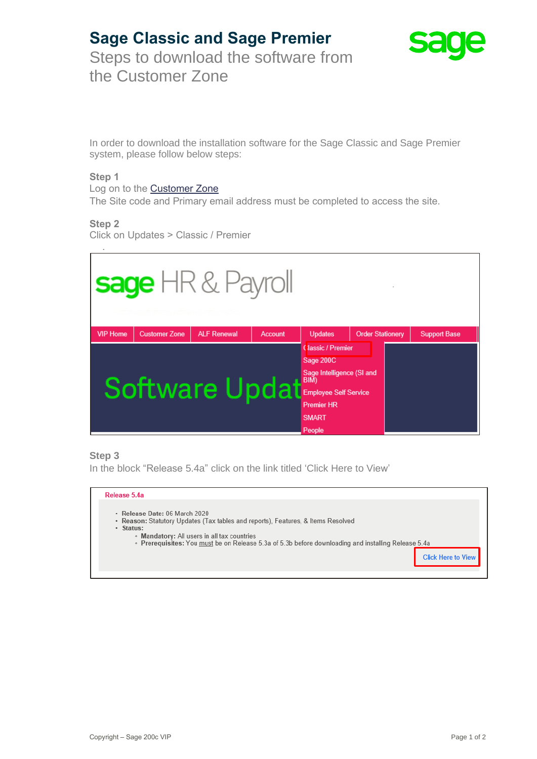# Sage Classic and Sage Premier

## Steps to download the software from the Customer Zone

In order to download the installation software for the Sage Classic and Sage Premier system, please follow below steps:

**Step 1**

Log on to the Customer Zone

The Site code and Primary email address must be completed to access the site.

**Step 2**

Click on Updates > Classic / Premier

**Step 3**

In the block "Release 5.4a" click on the link titled 'Click Here to View'

Copyright – Sage 200c VIP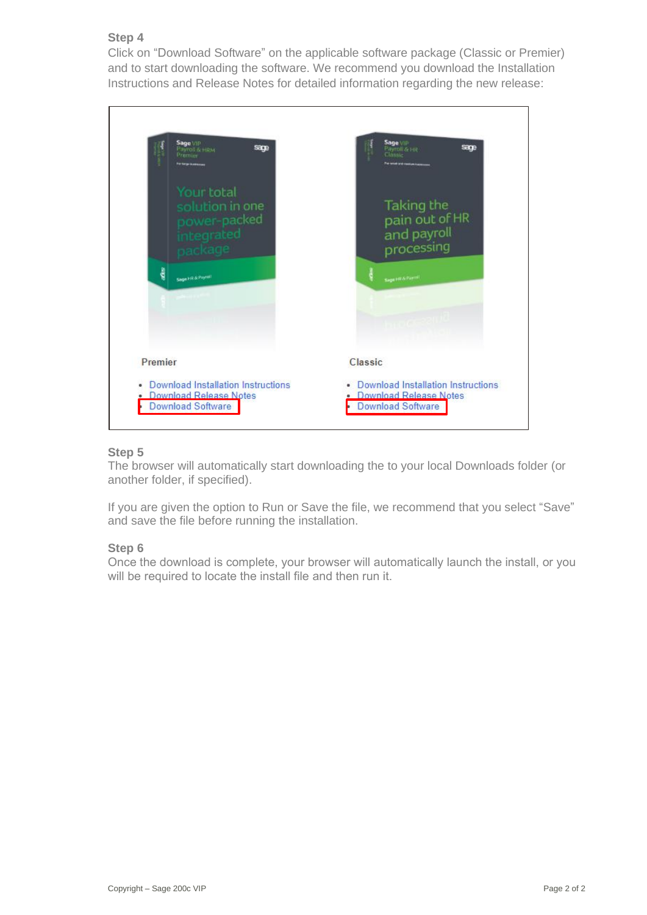### Step 4

Click on “Download Software” on the applicable software package (Classic or Premier) and to start downloading the software. We recommend you download the Installation Instructions and Release Notes for detailed information regarding the new release:

Premier

- Download Installation Instructions
- Download Release Notes
- Download Software

Classic

- Download Installation Instructions
- Download Release Notes
- Download Software

### Step 5

The browser will automatically start downloading the to your local Downloads folder (or another folder, if specified).

If you are given the option to Run or Save the file, we recommend that you select “Save” and save the file before running the installation.

### Step 6

Once the download is complete, your browser will automatically launch the install, or you will be required to locate the install file and then run it.